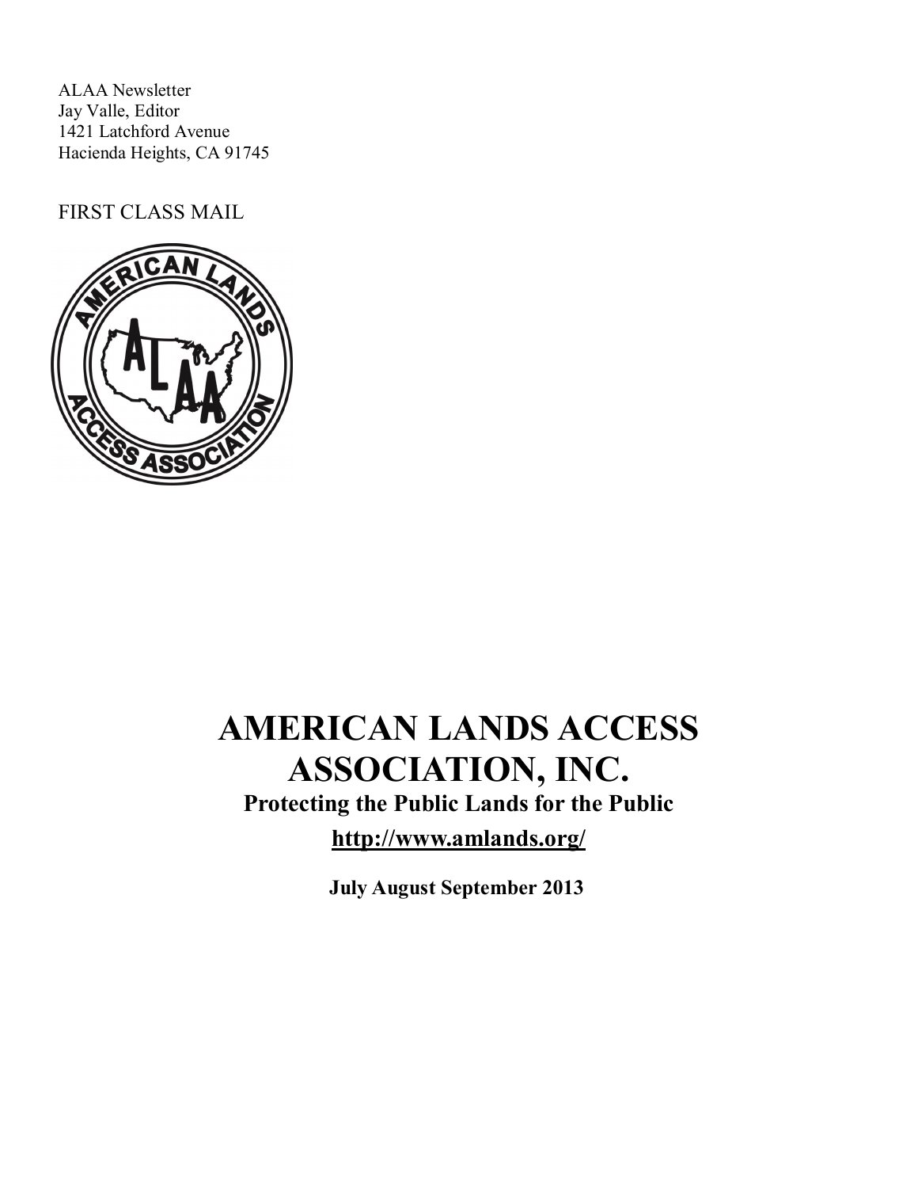ALAA Newsletter
Jay Valle, Editor
1421 Latchford Avenue
Hacienda Heights, CA 91745

FIRST CLASS MAIL

# AMERICAN LANDS ACCESS ASSOCIATION, INC.

**Protecting the Public Lands for the Public**

**http://www.amlands.org/**

**July August September 2013**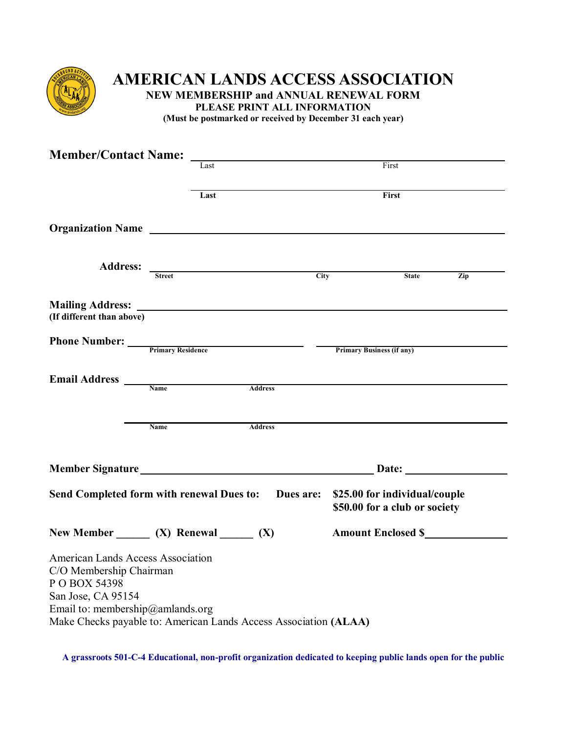# AMERICAN LANDS ACCESS ASSOCIATION

**NEW MEMBERSHIP and ANNUAL RENEWAL FORM**

**PLEASE PRINT ALL INFORMATION**

**(Must be postmarked or received by December 31 each year)**

**Member/Contact Name:** ______________________________________________
Last                                                                 First

______________________________________________
**Last**                                                             **First**

**Organization Name** ______________________________________________

**Address:** ______________________________________________
**Street**                                    **City**                    **State**          **Zip**

**Mailing Address:** ______________________________________________
**(If different than above)**

**Phone Number:** ______________________  ______________________
**Primary Residence**                              **Primary Business (if any)**

**Email Address** ______________________________________________
**Name**                    **Address**

______________________________________________
**Name**                    **Address**

**Member Signature** ______________________________ **Date:** ______________

**Send Completed form with renewal Dues to:**  **Dues are:** **$25.00 for individual/couple**
**$50.00 for a club or society**

**New Member ______ (X) Renewal ______ (X)**  **Amount Enclosed $**______________

American Lands Access Association
C/O Membership Chairman
P O BOX 54398
San Jose, CA 95154
Email to: membership@amlands.org
Make Checks payable to: American Lands Access Association **(ALAA)**

**A grassroots 501-C-4 Educational, non-profit organization dedicated to keeping public lands open for the public**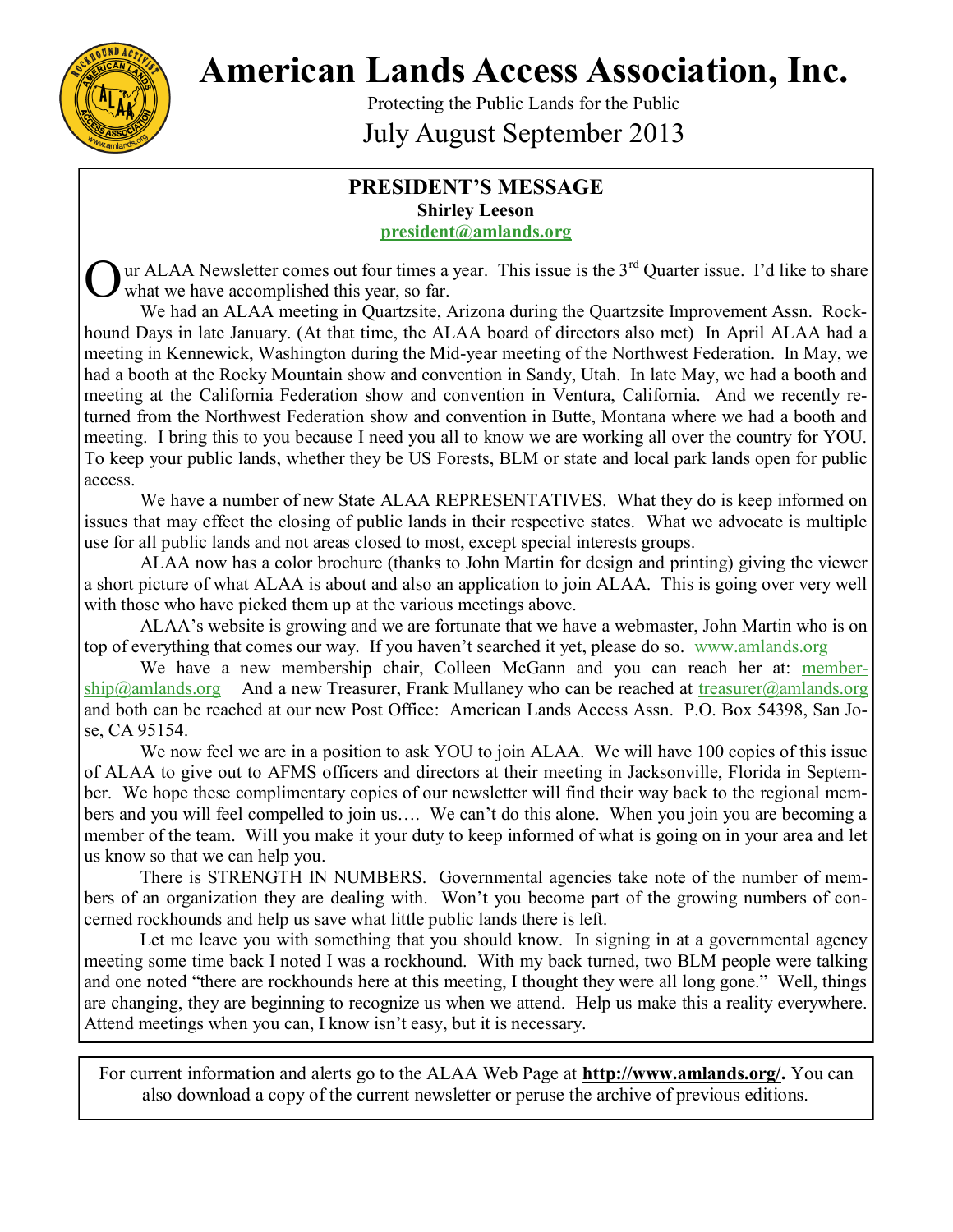# American Lands Access Association, Inc.

Protecting the Public Lands for the Public

July August September 2013

## PRESIDENT'S MESSAGE

**Shirley Leeson**

**president@amlands.org**

Our ALAA Newsletter comes out four times a year. This issue is the 3rd Quarter issue. I'd like to share what we have accomplished this year, so far.

We had an ALAA meeting in Quartzsite, Arizona during the Quartzsite Improvement Assn. Rockhound Days in late January. (At that time, the ALAA board of directors also met) In April ALAA had a meeting in Kennewick, Washington during the Mid-year meeting of the Northwest Federation. In May, we had a booth at the Rocky Mountain show and convention in Sandy, Utah. In late May, we had a booth and meeting at the California Federation show and convention in Ventura, California. And we recently returned from the Northwest Federation show and convention in Butte, Montana where we had a booth and meeting. I bring this to you because I need you all to know we are working all over the country for YOU. To keep your public lands, whether they be US Forests, BLM or state and local park lands open for public access.

We have a number of new State ALAA REPRESENTATIVES. What they do is keep informed on issues that may effect the closing of public lands in their respective states. What we advocate is multiple use for all public lands and not areas closed to most, except special interests groups.

ALAA now has a color brochure (thanks to John Martin for design and printing) giving the viewer a short picture of what ALAA is about and also an application to join ALAA. This is going over very well with those who have picked them up at the various meetings above.

ALAA's website is growing and we are fortunate that we have a webmaster, John Martin who is on top of everything that comes our way. If you haven't searched it yet, please do so. www.amlands.org

We have a new membership chair, Colleen McGann and you can reach her at: membership@amlands.org And a new Treasurer, Frank Mullaney who can be reached at treasurer@amlands.org and both can be reached at our new Post Office: American Lands Access Assn. P.O. Box 54398, San Jose, CA 95154.

We now feel we are in a position to ask YOU to join ALAA. We will have 100 copies of this issue of ALAA to give out to AFMS officers and directors at their meeting in Jacksonville, Florida in September. We hope these complimentary copies of our newsletter will find their way back to the regional members and you will feel compelled to join us…. We can't do this alone. When you join you are becoming a member of the team. Will you make it your duty to keep informed of what is going on in your area and let us know so that we can help you.

There is STRENGTH IN NUMBERS. Governmental agencies take note of the number of members of an organization they are dealing with. Won't you become part of the growing numbers of concerned rockhounds and help us save what little public lands there is left.

Let me leave you with something that you should know. In signing in at a governmental agency meeting some time back I noted I was a rockhound. With my back turned, two BLM people were talking and one noted "there are rockhounds here at this meeting, I thought they were all long gone." Well, things are changing, they are beginning to recognize us when we attend. Help us make this a reality everywhere. Attend meetings when you can, I know isn't easy, but it is necessary.

For current information and alerts go to the ALAA Web Page at **http://www.amlands.org/.** You can also download a copy of the current newsletter or peruse the archive of previous editions.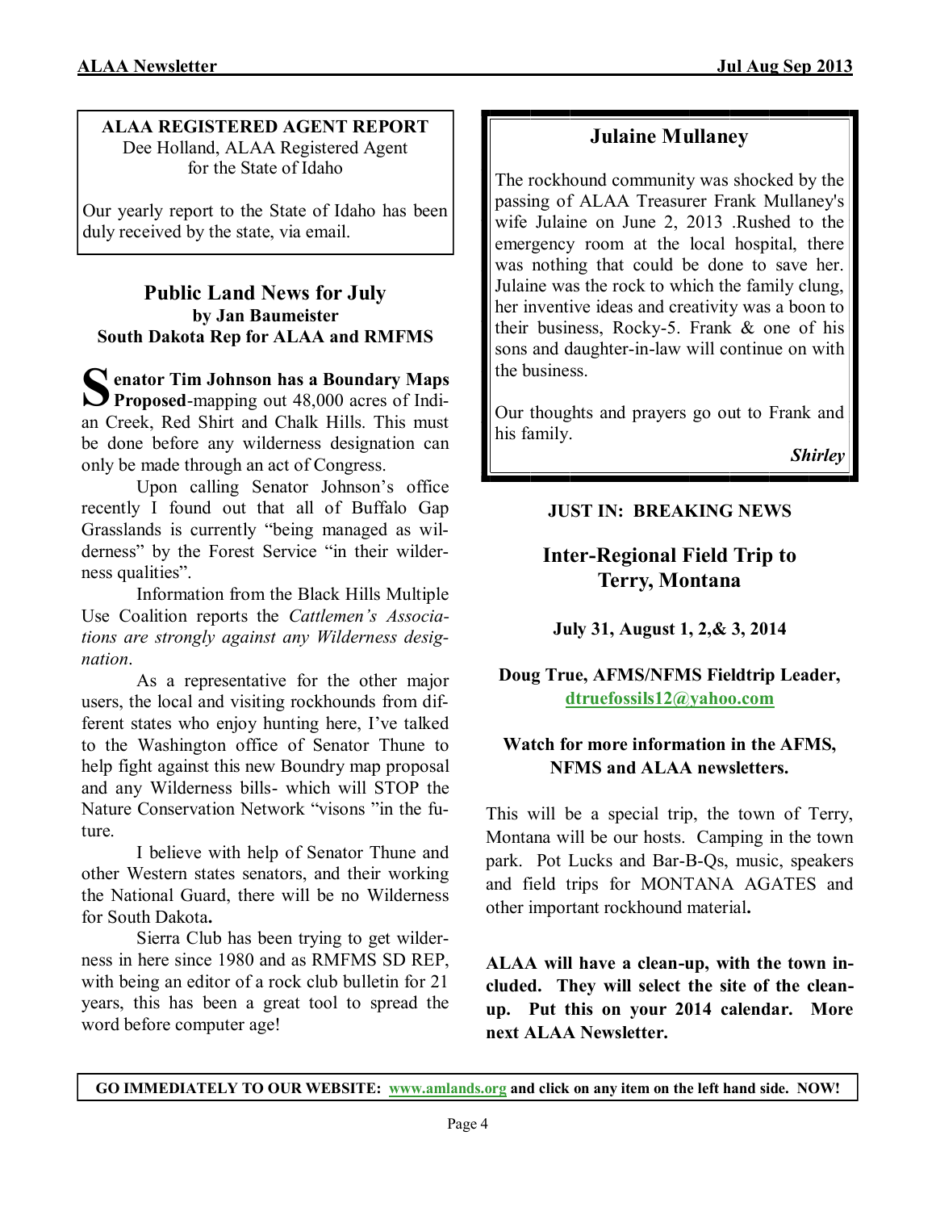**ALAA REGISTERED AGENT REPORT**
Dee Holland, ALAA Registered Agent
for the State of Idaho

Our yearly report to the State of Idaho has been duly received by the state, via email.

## Public Land News for July

**by Jan Baumeister**
**South Dakota Rep for ALAA and RMFMS**

**Senator Tim Johnson has a Boundary Maps Proposed**-mapping out 48,000 acres of Indian Creek, Red Shirt and Chalk Hills. This must be done before any wilderness designation can only be made through an act of Congress.

Upon calling Senator Johnson's office recently I found out that all of Buffalo Gap Grasslands is currently "being managed as wilderness" by the Forest Service "in their wilderness qualities".

Information from the Black Hills Multiple Use Coalition reports the *Cattlemen's Associations are strongly against any Wilderness designation*.

As a representative for the other major users, the local and visiting rockhounds from different states who enjoy hunting here, I've talked to the Washington office of Senator Thune to help fight against this new Boundry map proposal and any Wilderness bills- which will STOP the Nature Conservation Network "visons "in the future.

I believe with help of Senator Thune and other Western states senators, and their working the National Guard, there will be no Wilderness for South Dakota**.**

Sierra Club has been trying to get wilderness in here since 1980 and as RMFMS SD REP, with being an editor of a rock club bulletin for 21 years, this has been a great tool to spread the word before computer age!

## Julaine Mullaney

The rockhound community was shocked by the passing of ALAA Treasurer Frank Mullaney's wife Julaine on June 2, 2013 .Rushed to the emergency room at the local hospital, there was nothing that could be done to save her. Julaine was the rock to which the family clung, her inventive ideas and creativity was a boon to their business, Rocky-5. Frank & one of his sons and daughter-in-law will continue on with the business.

Our thoughts and prayers go out to Frank and his family.

***Shirley***

**JUST IN: BREAKING NEWS**

## Inter-Regional Field Trip to Terry, Montana

**July 31, August 1, 2,& 3, 2014**

**Doug True, AFMS/NFMS Fieldtrip Leader, dtruefossils12@yahoo.com**

**Watch for more information in the AFMS, NFMS and ALAA newsletters.**

This will be a special trip, the town of Terry, Montana will be our hosts. Camping in the town park. Pot Lucks and Bar-B-Qs, music, speakers and field trips for MONTANA AGATES and other important rockhound material**.**

**ALAA will have a clean-up, with the town included. They will select the site of the clean-up. Put this on your 2014 calendar. More next ALAA Newsletter.**

**GO IMMEDIATELY TO OUR WEBSITE: www.amlands.org and click on any item on the left hand side. NOW!**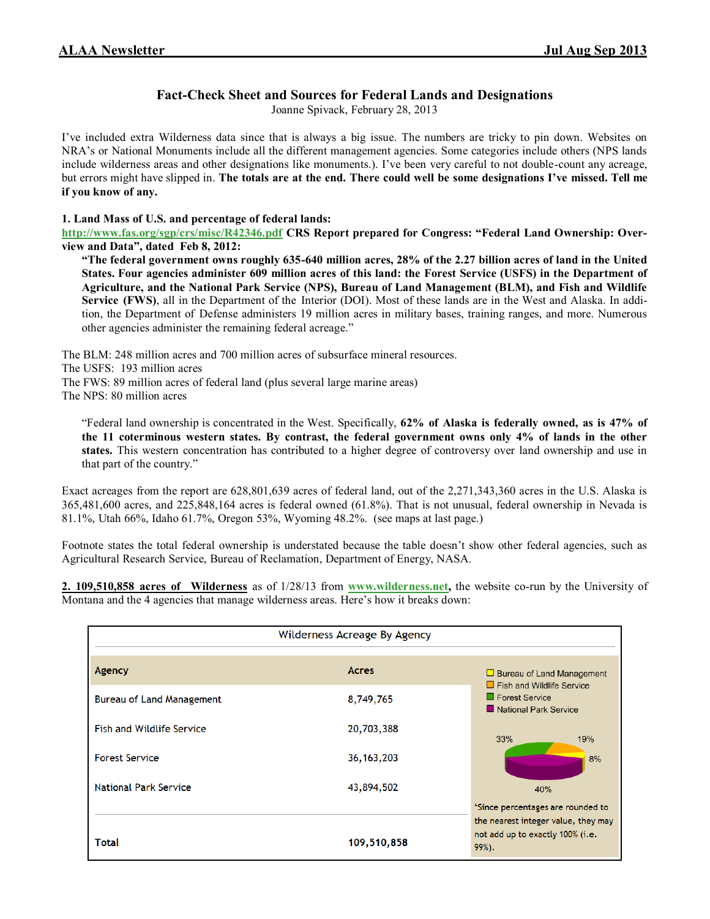## Fact-Check Sheet and Sources for Federal Lands and Designations

Joanne Spivack, February 28, 2013

I've included extra Wilderness data since that is always a big issue. The numbers are tricky to pin down. Websites on NRA's or National Monuments include all the different management agencies. Some categories include others (NPS lands include wilderness areas and other designations like monuments.). I've been very careful to not double-count any acreage, but errors might have slipped in. **The totals are at the end. There could well be some designations I've missed. Tell me if you know of any.**

**1. Land Mass of U.S. and percentage of federal lands:**

http://www.fas.org/sgp/crs/misc/R42346.pdf **CRS Report prepared for Congress: "Federal Land Ownership: Overview and Data", dated Feb 8, 2012:**

> **"The federal government owns roughly 635-640 million acres, 28% of the 2.27 billion acres of land in the United States. Four agencies administer 609 million acres of this land: the Forest Service (USFS) in the Department of Agriculture, and the National Park Service (NPS), Bureau of Land Management (BLM), and Fish and Wildlife Service (FWS)**, all in the Department of the Interior (DOI). Most of these lands are in the West and Alaska. In addition, the Department of Defense administers 19 million acres in military bases, training ranges, and more. Numerous other agencies administer the remaining federal acreage."

The BLM: 248 million acres and 700 million acres of subsurface mineral resources.
The USFS: 193 million acres
The FWS: 89 million acres of federal land (plus several large marine areas)
The NPS: 80 million acres

> "Federal land ownership is concentrated in the West. Specifically, **62% of Alaska is federally owned, as is 47% of the 11 coterminous western states. By contrast, the federal government owns only 4% of lands in the other states.** This western concentration has contributed to a higher degree of controversy over land ownership and use in that part of the country."

Exact acreages from the report are 628,801,639 acres of federal land, out of the 2,271,343,360 acres in the U.S. Alaska is 365,481,600 acres, and 225,848,164 acres is federal owned (61.8%). That is not unusual, federal ownership in Nevada is 81.1%, Utah 66%, Idaho 61.7%, Oregon 53%, Wyoming 48.2%. (see maps at last page.)

Footnote states the total federal ownership is understated because the table doesn't show other federal agencies, such as Agricultural Research Service, Bureau of Reclamation, Department of Energy, NASA.

**2. 109,510,858 acres of Wilderness** as of 1/28/13 from **www.wilderness.net**, the website co-run by the University of Montana and the 4 agencies that manage wilderness areas. Here's how it breaks down:

**Wilderness Acreage By Agency**

| Agency | Acres |
|---|---|
| Bureau of Land Management | 8,749,765 |
| Fish and Wildlife Service | 20,703,388 |
| Forest Service | 36,163,203 |
| National Park Service | 43,894,502 |
| **Total** | **109,510,858** |

Bureau of Land Management 8%; Fish and Wildlife Service 19%; Forest Service 33%; National Park Service 40%

*Since percentages are rounded to the nearest integer value, they may not add up to exactly 100% (i.e. 99%).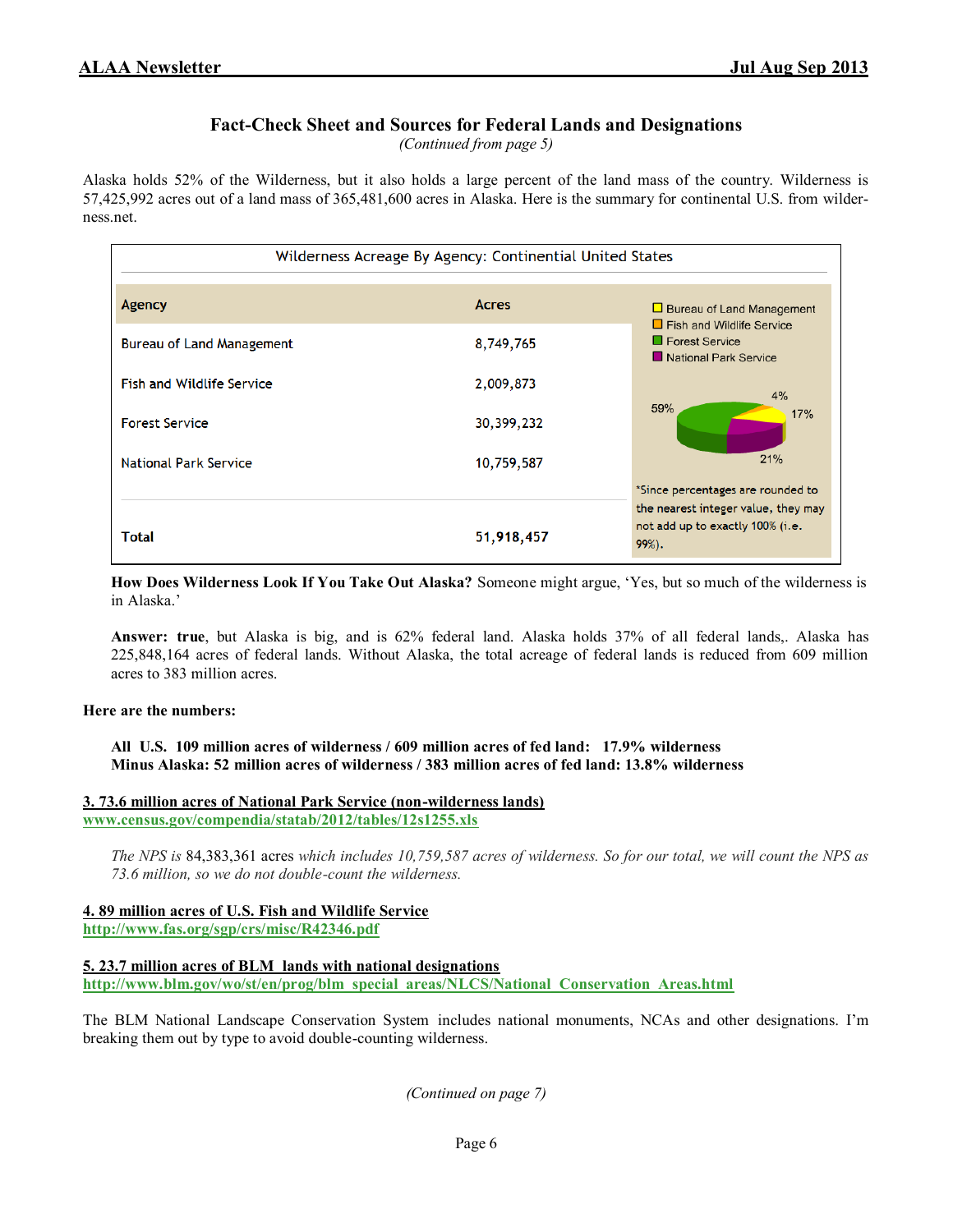## Fact-Check Sheet and Sources for Federal Lands and Designations

*(Continued from page 5)*

Alaska holds 52% of the Wilderness, but it also holds a large percent of the land mass of the country. Wilderness is 57,425,992 acres out of a land mass of 365,481,600 acres in Alaska. Here is the summary for continental U.S. from wilderness.net.

**Wilderness Acreage By Agency: Continential United States**

| Agency | Acres |
|---|---|
| Bureau of Land Management | 8,749,765 |
| Fish and Wildlife Service | 2,009,873 |
| Forest Service | 30,399,232 |
| National Park Service | 10,759,587 |
| Total | 51,918,457 |

Bureau of Land Management 17%; Fish and Wildlife Service 4%; Forest Service 59%; National Park Service 21%

*Since percentages are rounded to the nearest integer value, they may not add up to exactly 100% (i.e. 99%).

**How Does Wilderness Look If You Take Out Alaska?** Someone might argue, 'Yes, but so much of the wilderness is in Alaska.'

**Answer: true**, but Alaska is big, and is 62% federal land. Alaska holds 37% of all federal lands,. Alaska has 225,848,164 acres of federal lands. Without Alaska, the total acreage of federal lands is reduced from 609 million acres to 383 million acres.

**Here are the numbers:**

**All U.S. 109 million acres of wilderness / 609 million acres of fed land: 17.9% wilderness**
**Minus Alaska: 52 million acres of wilderness / 383 million acres of fed land: 13.8% wilderness**

**3. 73.6 million acres of National Park Service (non-wilderness lands)**
**www.census.gov/compendia/statab/2012/tables/12s1255.xls**

*The NPS is* 84,383,361 acres *which includes 10,759,587 acres of wilderness. So for our total, we will count the NPS as 73.6 million, so we do not double-count the wilderness.*

**4. 89 million acres of U.S. Fish and Wildlife Service**
**http://www.fas.org/sgp/crs/misc/R42346.pdf**

**5. 23.7 million acres of BLM lands with national designations**
**http://www.blm.gov/wo/st/en/prog/blm_special_areas/NLCS/National_Conservation_Areas.html**

The BLM National Landscape Conservation System includes national monuments, NCAs and other designations. I'm breaking them out by type to avoid double-counting wilderness.

*(Continued on page 7)*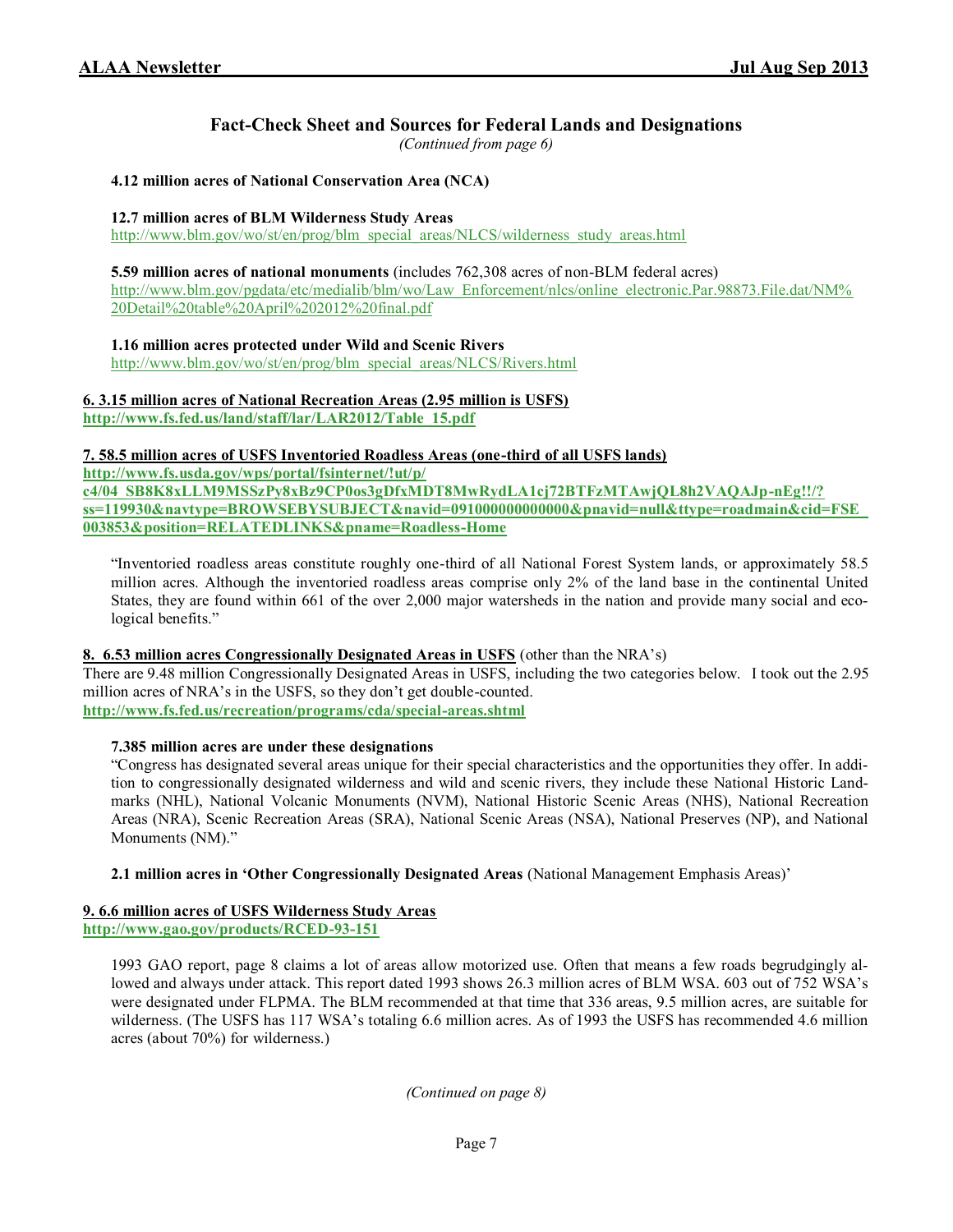## Fact-Check Sheet and Sources for Federal Lands and Designations

*(Continued from page 6)*

**4.12 million acres of National Conservation Area (NCA)**

**12.7 million acres of BLM Wilderness Study Areas**
http://www.blm.gov/wo/st/en/prog/blm_special_areas/NLCS/wilderness_study_areas.html

**5.59 million acres of national monuments** (includes 762,308 acres of non-BLM federal acres)
http://www.blm.gov/pgdata/etc/medialib/blm/wo/Law_Enforcement/nlcs/online_electronic.Par.98873.File.dat/NM%20Detail%20table%20April%202012%20final.pdf

**1.16 million acres protected under Wild and Scenic Rivers**
http://www.blm.gov/wo/st/en/prog/blm_special_areas/NLCS/Rivers.html

**6. 3.15 million acres of National Recreation Areas (2.95 million is USFS)**
**http://www.fs.fed.us/land/staff/lar/LAR2012/Table_15.pdf**

**7. 58.5 million acres of USFS Inventoried Roadless Areas (one-third of all USFS lands)**
**http://www.fs.usda.gov/wps/portal/fsinternet/!ut/p/c4/04_SB8K8xLLM9MSSzPy8xBz9CP0os3gDfxMDT8MwRydLA1cj72BTFzMTAwjQL8h2VAQAJp-nEg!!/?ss=119930&navtype=BROWSEBYSUBJECT&navid=091000000000000&pnavid=null&ttype=roadmain&cid=FSE_003853&position=RELATEDLINKS&pname=Roadless-Home**

"Inventoried roadless areas constitute roughly one-third of all National Forest System lands, or approximately 58.5 million acres. Although the inventoried roadless areas comprise only 2% of the land base in the continental United States, they are found within 661 of the over 2,000 major watersheds in the nation and provide many social and ecological benefits."

**8. 6.53 million acres Congressionally Designated Areas in USFS** (other than the NRA's)
There are 9.48 million Congressionally Designated Areas in USFS, including the two categories below. I took out the 2.95 million acres of NRA's in the USFS, so they don't get double-counted.
**http://www.fs.fed.us/recreation/programs/cda/special-areas.shtml**

**7.385 million acres are under these designations**
"Congress has designated several areas unique for their special characteristics and the opportunities they offer. In addition to congressionally designated wilderness and wild and scenic rivers, they include these National Historic Landmarks (NHL), National Volcanic Monuments (NVM), National Historic Scenic Areas (NHS), National Recreation Areas (NRA), Scenic Recreation Areas (SRA), National Scenic Areas (NSA), National Preserves (NP), and National Monuments (NM)."

**2.1 million acres in 'Other Congressionally Designated Areas** (National Management Emphasis Areas)'

**9. 6.6 million acres of USFS Wilderness Study Areas**
**http://www.gao.gov/products/RCED-93-151**

1993 GAO report, page 8 claims a lot of areas allow motorized use. Often that means a few roads begrudgingly allowed and always under attack. This report dated 1993 shows 26.3 million acres of BLM WSA. 603 out of 752 WSA's were designated under FLPMA. The BLM recommended at that time that 336 areas, 9.5 million acres, are suitable for wilderness. (The USFS has 117 WSA's totaling 6.6 million acres. As of 1993 the USFS has recommended 4.6 million acres (about 70%) for wilderness.)

*(Continued on page 8)*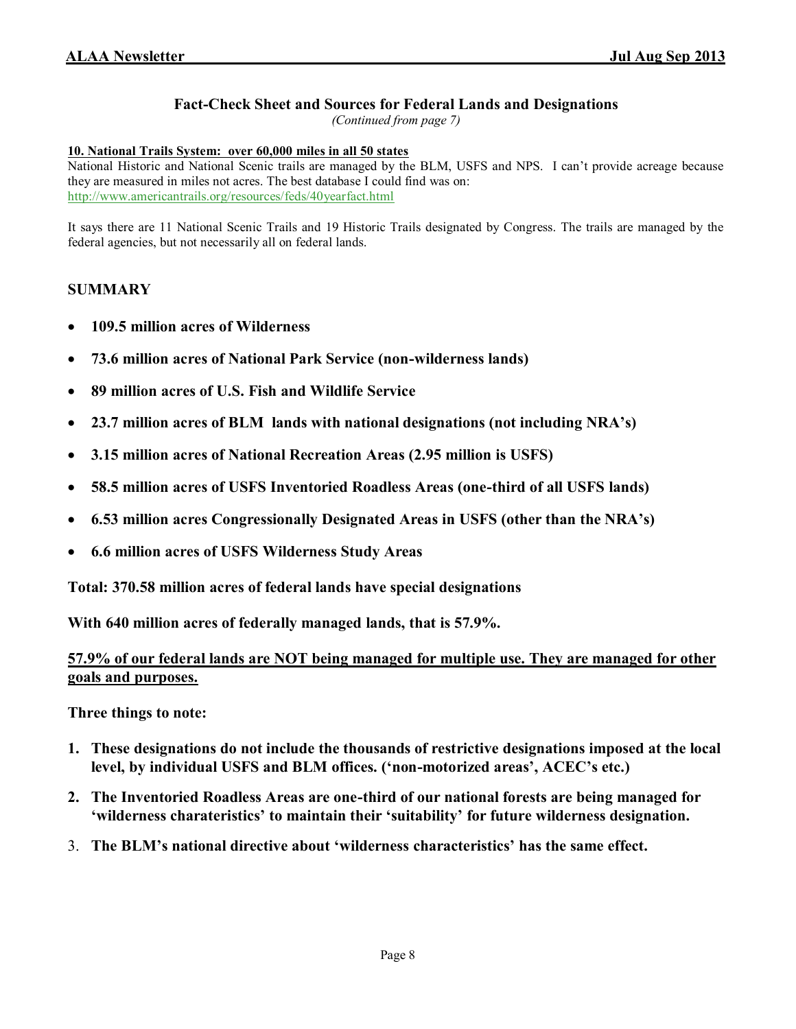## Fact-Check Sheet and Sources for Federal Lands and Designations

*(Continued from page 7)*

**10. National Trails System: over 60,000 miles in all 50 states**

National Historic and National Scenic trails are managed by the BLM, USFS and NPS. I can't provide acreage because they are measured in miles not acres. The best database I could find was on:
http://www.americantrails.org/resources/feds/40yearfact.html

It says there are 11 National Scenic Trails and 19 Historic Trails designated by Congress. The trails are managed by the federal agencies, but not necessarily all on federal lands.

### SUMMARY

- **109.5 million acres of Wilderness**
- **73.6 million acres of National Park Service (non-wilderness lands)**
- **89 million acres of U.S. Fish and Wildlife Service**
- **23.7 million acres of BLM lands with national designations (not including NRA's)**
- **3.15 million acres of National Recreation Areas (2.95 million is USFS)**
- **58.5 million acres of USFS Inventoried Roadless Areas (one-third of all USFS lands)**
- **6.53 million acres Congressionally Designated Areas in USFS (other than the NRA's)**
- **6.6 million acres of USFS Wilderness Study Areas**

**Total: 370.58 million acres of federal lands have special designations**

**With 640 million acres of federally managed lands, that is 57.9%.**

**57.9% of our federal lands are NOT being managed for multiple use. They are managed for other goals and purposes.**

**Three things to note:**

1. **These designations do not include the thousands of restrictive designations imposed at the local level, by individual USFS and BLM offices. ('non-motorized areas', ACEC's etc.)**
2. **The Inventoried Roadless Areas are one-third of our national forests are being managed for 'wilderness charateristics' to maintain their 'suitability' for future wilderness designation.**
3. **The BLM's national directive about 'wilderness characteristics' has the same effect.**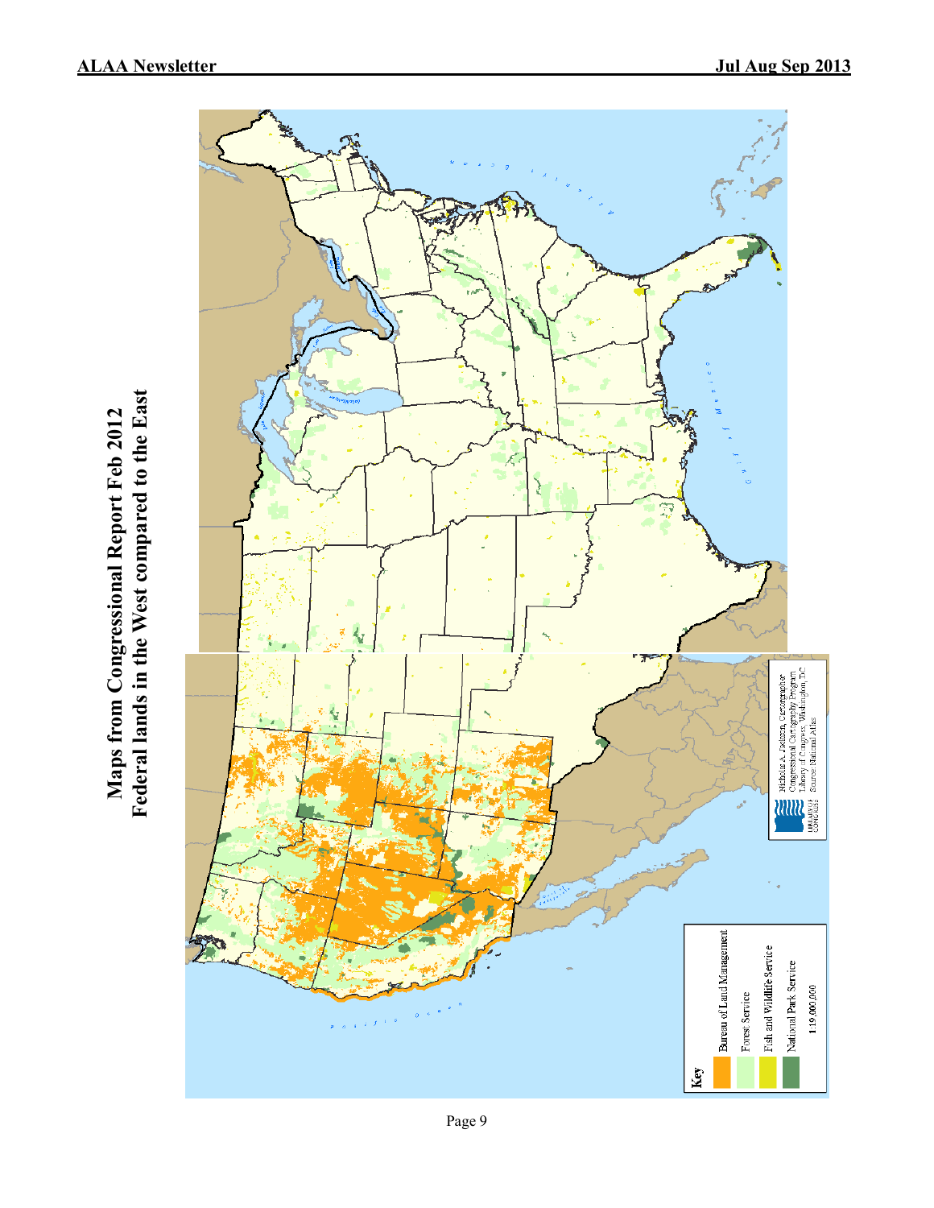**Maps from Congressional Report Feb 2012**
**Federal lands in the West compared to the East**

Key

- Bureau of Land Management
- Forest Service
- Fish and Wildlife Service
- National Park Service

1:19,000,000

Nicholas A. Jackson, Cartographer
Congressional Cartography Program
Library of Congress, Washington, D.C.
Source: National Atlas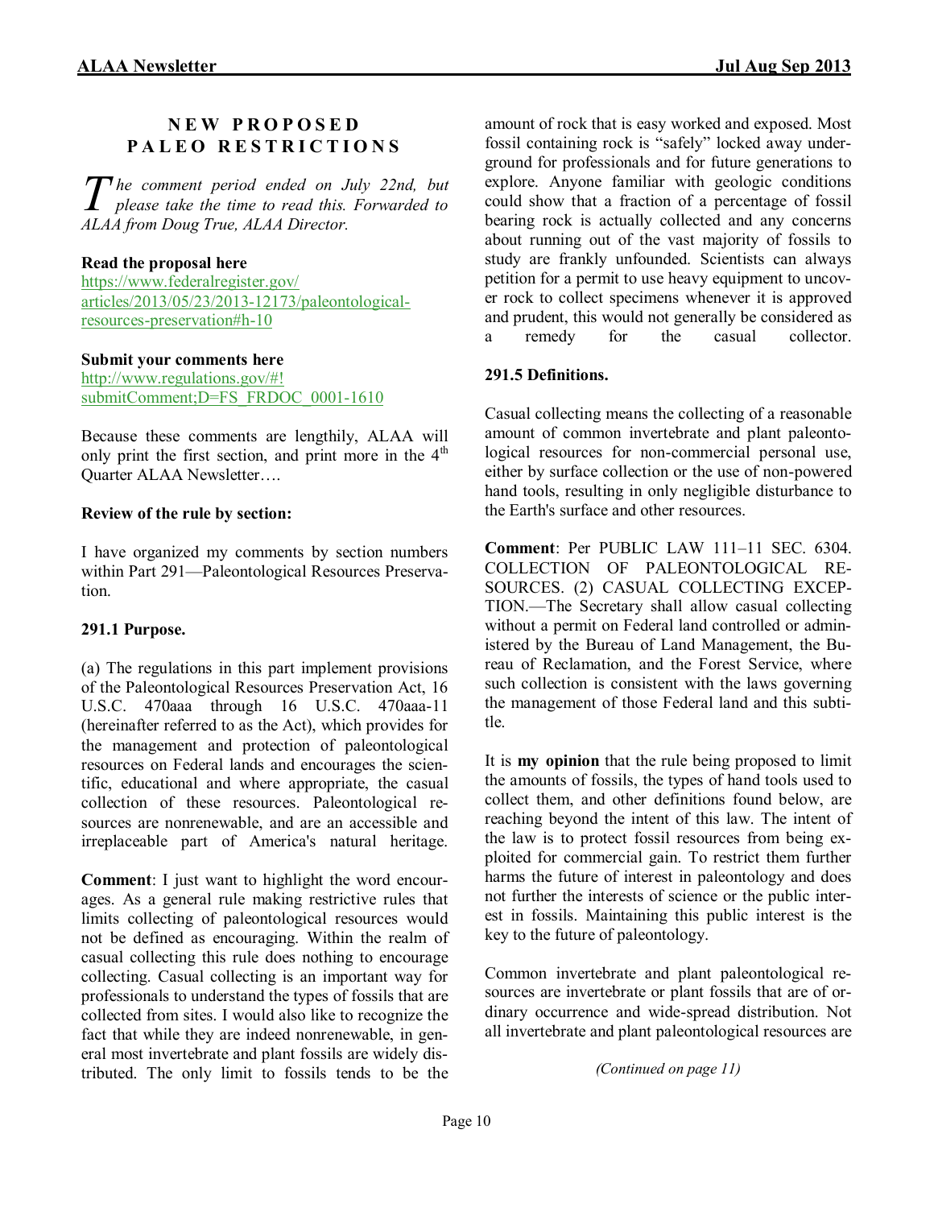## NEW PROPOSED PALEO RESTRICTIONS

*The comment period ended on July 22nd, but please take the time to read this. Forwarded to ALAA from Doug True, ALAA Director.*

**Read the proposal here**
https://www.federalregister.gov/articles/2013/05/23/2013-12173/paleontological-resources-preservation#h-10

**Submit your comments here**
http://www.regulations.gov/#!submitComment;D=FS_FRDOC_0001-1610

Because these comments are lengthily, ALAA will only print the first section, and print more in the 4th Quarter ALAA Newsletter….

**Review of the rule by section:**

I have organized my comments by section numbers within Part 291—Paleontological Resources Preservation.

**291.1 Purpose.**

(a) The regulations in this part implement provisions of the Paleontological Resources Preservation Act, 16 U.S.C. 470aaa through 16 U.S.C. 470aaa-11 (hereinafter referred to as the Act), which provides for the management and protection of paleontological resources on Federal lands and encourages the scientific, educational and where appropriate, the casual collection of these resources. Paleontological resources are nonrenewable, and are an accessible and irreplaceable part of America's natural heritage.

**Comment**: I just want to highlight the word encourages. As a general rule making restrictive rules that limits collecting of paleontological resources would not be defined as encouraging. Within the realm of casual collecting this rule does nothing to encourage collecting. Casual collecting is an important way for professionals to understand the types of fossils that are collected from sites. I would also like to recognize the fact that while they are indeed nonrenewable, in general most invertebrate and plant fossils are widely distributed. The only limit to fossils tends to be the amount of rock that is easy worked and exposed. Most fossil containing rock is "safely" locked away underground for professionals and for future generations to explore. Anyone familiar with geologic conditions could show that a fraction of a percentage of fossil bearing rock is actually collected and any concerns about running out of the vast majority of fossils to study are frankly unfounded. Scientists can always petition for a permit to use heavy equipment to uncover rock to collect specimens whenever it is approved and prudent, this would not generally be considered as a remedy for the casual collector.

**291.5 Definitions.**

Casual collecting means the collecting of a reasonable amount of common invertebrate and plant paleontological resources for non-commercial personal use, either by surface collection or the use of non-powered hand tools, resulting in only negligible disturbance to the Earth's surface and other resources.

**Comment**: Per PUBLIC LAW 111–11 SEC. 6304. COLLECTION OF PALEONTOLOGICAL RESOURCES. (2) CASUAL COLLECTING EXCEPTION.—The Secretary shall allow casual collecting without a permit on Federal land controlled or administered by the Bureau of Land Management, the Bureau of Reclamation, and the Forest Service, where such collection is consistent with the laws governing the management of those Federal land and this subtitle.

It is **my opinion** that the rule being proposed to limit the amounts of fossils, the types of hand tools used to collect them, and other definitions found below, are reaching beyond the intent of this law. The intent of the law is to protect fossil resources from being exploited for commercial gain. To restrict them further harms the future of interest in paleontology and does not further the interests of science or the public interest in fossils. Maintaining this public interest is the key to the future of paleontology.

Common invertebrate and plant paleontological resources are invertebrate or plant fossils that are of ordinary occurrence and wide-spread distribution. Not all invertebrate and plant paleontological resources are

*(Continued on page 11)*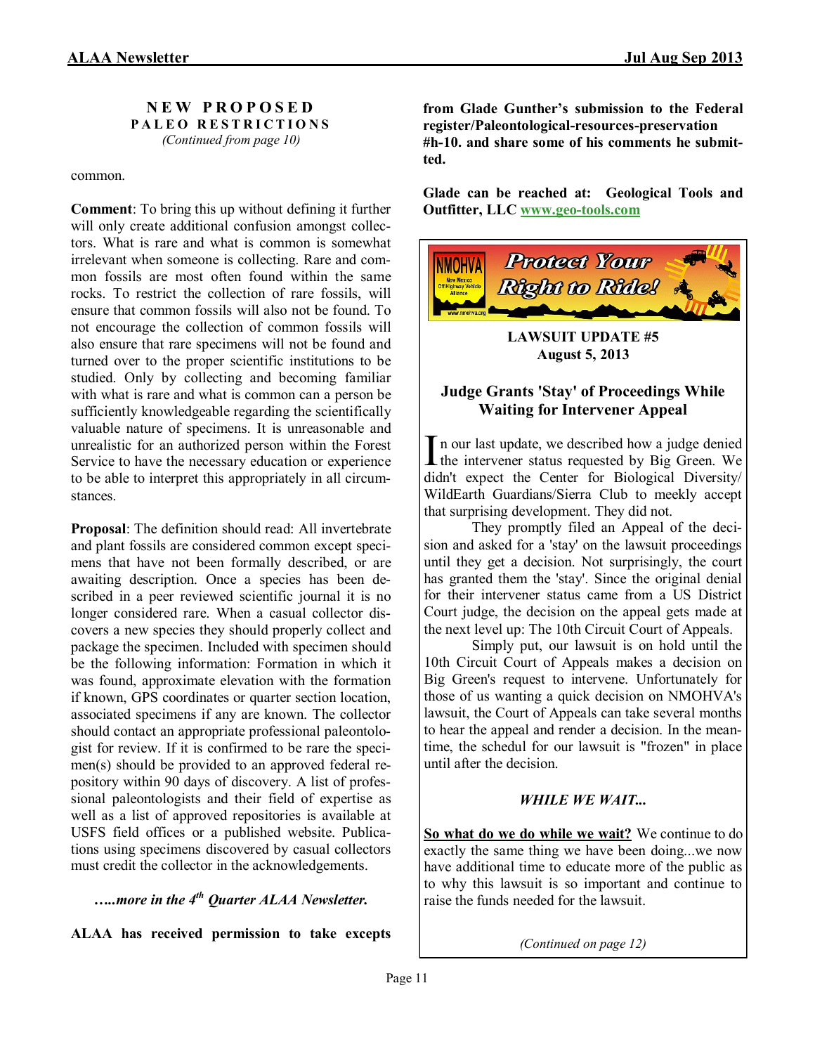## NEW PROPOSED PALEO RESTRICTIONS

*(Continued from page 10)*

common.

**Comment**: To bring this up without defining it further will only create additional confusion amongst collectors. What is rare and what is common is somewhat irrelevant when someone is collecting. Rare and common fossils are most often found within the same rocks. To restrict the collection of rare fossils, will ensure that common fossils will also not be found. To not encourage the collection of common fossils will also ensure that rare specimens will not be found and turned over to the proper scientific institutions to be studied. Only by collecting and becoming familiar with what is rare and what is common can a person be sufficiently knowledgeable regarding the scientifically valuable nature of specimens. It is unreasonable and unrealistic for an authorized person within the Forest Service to have the necessary education or experience to be able to interpret this appropriately in all circumstances.

**Proposal**: The definition should read: All invertebrate and plant fossils are considered common except specimens that have not been formally described, or are awaiting description. Once a species has been described in a peer reviewed scientific journal it is no longer considered rare. When a casual collector discovers a new species they should properly collect and package the specimen. Included with specimen should be the following information: Formation in which it was found, approximate elevation with the formation if known, GPS coordinates or quarter section location, associated specimens if any are known. The collector should contact an appropriate professional paleontologist for review. If it is confirmed to be rare the specimen(s) should be provided to an approved federal repository within 90 days of discovery. A list of professional paleontologists and their field of expertise as well as a list of approved repositories is available at USFS field offices or a published website. Publications using specimens discovered by casual collectors must credit the collector in the acknowledgements.

***…..more in the 4th Quarter ALAA Newsletter.***

**ALAA has received permission to take excepts from Glade Gunther's submission to the Federal register/Paleontological-resources-preservation #h-10. and share some of his comments he submitted.**

**Glade can be reached at: Geological Tools and Outfitter, LLC www.geo-tools.com**

---

NMOHVA New Mexico Off Highway Vehicle Alliance — Protect Your Right to Ride! www.nmohva.org

### LAWSUIT UPDATE #5
**August 5, 2013**

### Judge Grants 'Stay' of Proceedings While Waiting for Intervener Appeal

In our last update, we described how a judge denied the intervener status requested by Big Green. We didn't expect the Center for Biological Diversity/ WildEarth Guardians/Sierra Club to meekly accept that surprising development. They did not.

They promptly filed an Appeal of the decision and asked for a 'stay' on the lawsuit proceedings until they get a decision. Not surprisingly, the court has granted them the 'stay'. Since the original denial for their intervener status came from a US District Court judge, the decision on the appeal gets made at the next level up: The 10th Circuit Court of Appeals.

Simply put, our lawsuit is on hold until the 10th Circuit Court of Appeals makes a decision on Big Green's request to intervene. Unfortunately for those of us wanting a quick decision on NMOHVA's lawsuit, the Court of Appeals can take several months to hear the appeal and render a decision. In the meantime, the schedul for our lawsuit is "frozen" in place until after the decision.

***WHILE WE WAIT...***

**So what do we do while we wait?** We continue to do exactly the same thing we have been doing...we now have additional time to educate more of the public as to why this lawsuit is so important and continue to raise the funds needed for the lawsuit.

*(Continued on page 12)*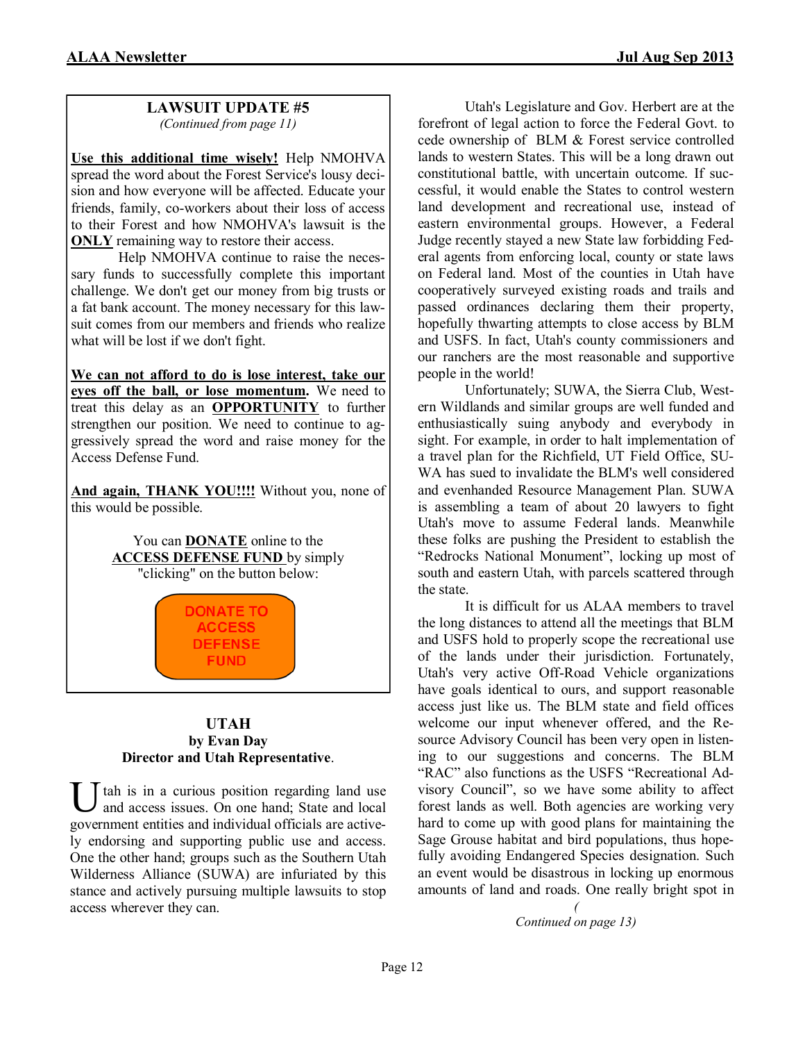## LAWSUIT UPDATE #5

*(Continued from page 11)*

**Use this additional time wisely!** Help NMOHVA spread the word about the Forest Service's lousy decision and how everyone will be affected. Educate your friends, family, co-workers about their loss of access to their Forest and how NMOHVA's lawsuit is the **ONLY** remaining way to restore their access.

Help NMOHVA continue to raise the necessary funds to successfully complete this important challenge. We don't get our money from big trusts or a fat bank account. The money necessary for this lawsuit comes from our members and friends who realize what will be lost if we don't fight.

**We can not afford to do is lose interest, take our eyes off the ball, or lose momentum.** We need to treat this delay as an **OPPORTUNITY** to further strengthen our position. We need to continue to aggressively spread the word and raise money for the Access Defense Fund.

**And again, THANK YOU!!!!** Without you, none of this would be possible.

You can **DONATE** online to the **ACCESS DEFENSE FUND** by simply "clicking" on the button below:

DONATE TO ACCESS DEFENSE FUND

## UTAH

**by Evan Day**
**Director and Utah Representative**.

Utah is in a curious position regarding land use and access issues. On one hand; State and local government entities and individual officials are actively endorsing and supporting public use and access. One the other hand; groups such as the Southern Utah Wilderness Alliance (SUWA) are infuriated by this stance and actively pursuing multiple lawsuits to stop access wherever they can.

Utah's Legislature and Gov. Herbert are at the forefront of legal action to force the Federal Govt. to cede ownership of BLM & Forest service controlled lands to western States. This will be a long drawn out constitutional battle, with uncertain outcome. If successful, it would enable the States to control western land development and recreational use, instead of eastern environmental groups. However, a Federal Judge recently stayed a new State law forbidding Federal agents from enforcing local, county or state laws on Federal land. Most of the counties in Utah have cooperatively surveyed existing roads and trails and passed ordinances declaring them their property, hopefully thwarting attempts to close access by BLM and USFS. In fact, Utah's county commissioners and our ranchers are the most reasonable and supportive people in the world!

Unfortunately; SUWA, the Sierra Club, Western Wildlands and similar groups are well funded and enthusiastically suing anybody and everybody in sight. For example, in order to halt implementation of a travel plan for the Richfield, UT Field Office, SUWA has sued to invalidate the BLM's well considered and evenhanded Resource Management Plan. SUWA is assembling a team of about 20 lawyers to fight Utah's move to assume Federal lands. Meanwhile these folks are pushing the President to establish the "Redrocks National Monument", locking up most of south and eastern Utah, with parcels scattered through the state.

It is difficult for us ALAA members to travel the long distances to attend all the meetings that BLM and USFS hold to properly scope the recreational use of the lands under their jurisdiction. Fortunately, Utah's very active Off-Road Vehicle organizations have goals identical to ours, and support reasonable access just like us. The BLM state and field offices welcome our input whenever offered, and the Resource Advisory Council has been very open in listening to our suggestions and concerns. The BLM "RAC" also functions as the USFS "Recreational Advisory Council", so we have some ability to affect forest lands as well. Both agencies are working very hard to come up with good plans for maintaining the Sage Grouse habitat and bird populations, thus hopefully avoiding Endangered Species designation. Such an event would be disastrous in locking up enormous amounts of land and roads. One really bright spot in

*(Continued on page 13)*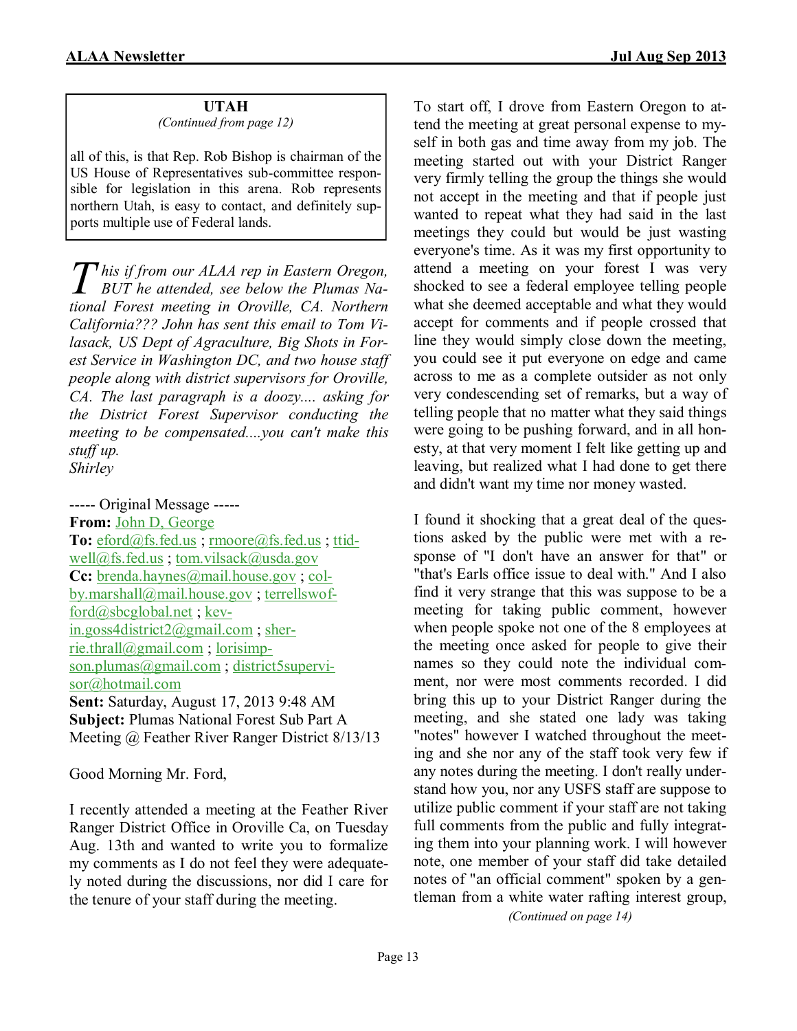**UTAH**

*(Continued from page 12)*

all of this, is that Rep. Rob Bishop is chairman of the US House of Representatives sub-committee responsible for legislation in this arena. Rob represents northern Utah, is easy to contact, and definitely supports multiple use of Federal lands.

*This if from our ALAA rep in Eastern Oregon, BUT he attended, see below the Plumas National Forest meeting in Oroville, CA. Northern California??? John has sent this email to Tom Vilasack, US Dept of Agriculture, Big Shots in Forest Service in Washington DC, and two house staff people along with district supervisors for Oroville, CA. The last paragraph is a doozy.... asking for the District Forest Supervisor conducting the meeting to be compensated....you can't make this stuff up.*
*Shirley*

----- Original Message -----
**From:** John D, George
**To:** eford@fs.fed.us ; rmoore@fs.fed.us ; ttidwell@fs.fed.us ; tom.vilsack@usda.gov
**Cc:** brenda.haynes@mail.house.gov ; colby.marshall@mail.house.gov ; terrellswofford@sbcglobal.net ; kevin.goss4district2@gmail.com ; sherrie.thrall@gmail.com ; lorisimpson.plumas@gmail.com ; district5supervisor@hotmail.com
**Sent:** Saturday, August 17, 2013 9:48 AM
**Subject:** Plumas National Forest Sub Part A Meeting @ Feather River Ranger District 8/13/13

Good Morning Mr. Ford,

I recently attended a meeting at the Feather River Ranger District Office in Oroville Ca, on Tuesday Aug. 13th and wanted to write you to formalize my comments as I do not feel they were adequately noted during the discussions, nor did I care for the tenure of your staff during the meeting.

To start off, I drove from Eastern Oregon to attend the meeting at great personal expense to myself in both gas and time away from my job. The meeting started out with your District Ranger very firmly telling the group the things she would not accept in the meeting and that if people just wanted to repeat what they had said in the last meetings they could but would be just wasting everyone's time. As it was my first opportunity to attend a meeting on your forest I was very shocked to see a federal employee telling people what she deemed acceptable and what they would accept for comments and if people crossed that line they would simply close down the meeting, you could see it put everyone on edge and came across to me as a complete outsider as not only very condescending set of remarks, but a way of telling people that no matter what they said things were going to be pushing forward, and in all honesty, at that very moment I felt like getting up and leaving, but realized what I had done to get there and didn't want my time nor money wasted.

I found it shocking that a great deal of the questions asked by the public were met with a response of "I don't have an answer for that" or "that's Earls office issue to deal with." And I also find it very strange that this was suppose to be a meeting for taking public comment, however when people spoke not one of the 8 employees at the meeting once asked for people to give their names so they could note the individual comment, nor were most comments recorded. I did bring this up to your District Ranger during the meeting, and she stated one lady was taking "notes" however I watched throughout the meeting and she nor any of the staff took very few if any notes during the meeting. I don't really understand how you, nor any USFS staff are suppose to utilize public comment if your staff are not taking full comments from the public and fully integrating them into your planning work. I will however note, one member of your staff did take detailed notes of "an official comment" spoken by a gentleman from a white water rafting interest group,

*(Continued on page 14)*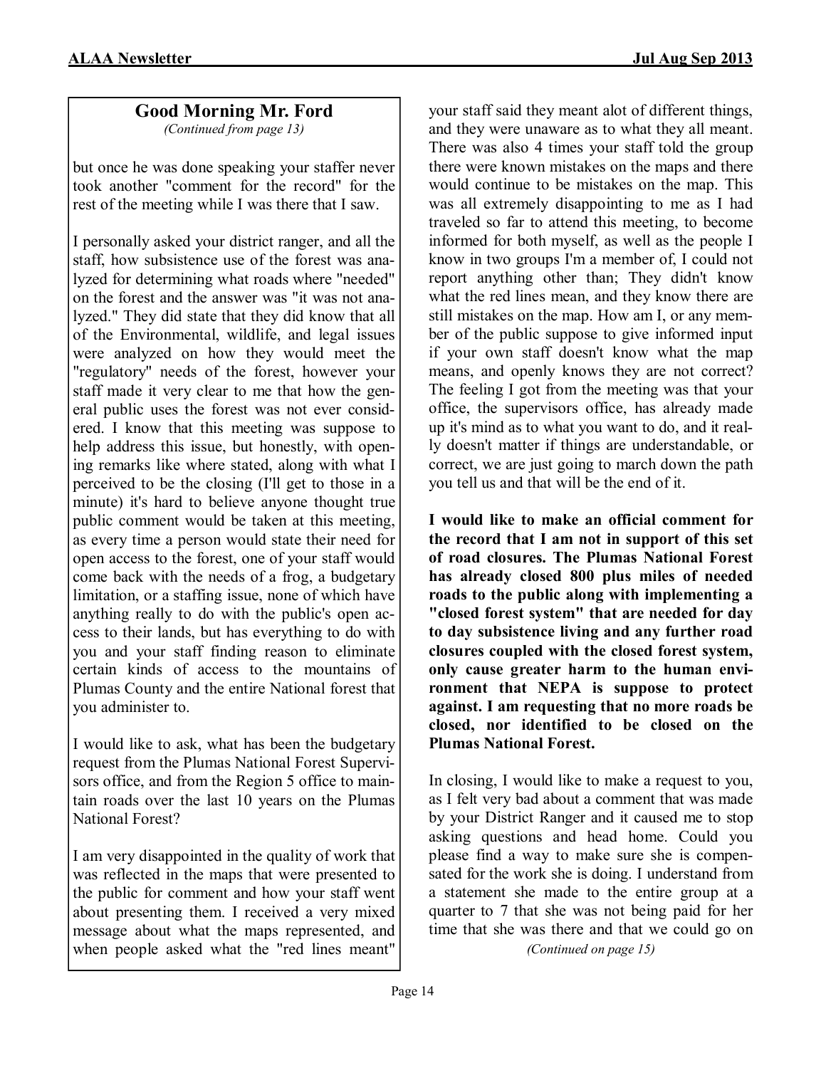## Good Morning Mr. Ford

*(Continued from page 13)*

but once he was done speaking your staffer never took another "comment for the record" for the rest of the meeting while I was there that I saw.

I personally asked your district ranger, and all the staff, how subsistence use of the forest was analyzed for determining what roads where "needed" on the forest and the answer was "it was not analyzed." They did state that they did know that all of the Environmental, wildlife, and legal issues were analyzed on how they would meet the "regulatory" needs of the forest, however your staff made it very clear to me that how the general public uses the forest was not ever considered. I know that this meeting was suppose to help address this issue, but honestly, with opening remarks like where stated, along with what I perceived to be the closing (I'll get to those in a minute) it's hard to believe anyone thought true public comment would be taken at this meeting, as every time a person would state their need for open access to the forest, one of your staff would come back with the needs of a frog, a budgetary limitation, or a staffing issue, none of which have anything really to do with the public's open access to their lands, but has everything to do with you and your staff finding reason to eliminate certain kinds of access to the mountains of Plumas County and the entire National forest that you administer to.

I would like to ask, what has been the budgetary request from the Plumas National Forest Supervisors office, and from the Region 5 office to maintain roads over the last 10 years on the Plumas National Forest?

I am very disappointed in the quality of work that was reflected in the maps that were presented to the public for comment and how your staff went about presenting them. I received a very mixed message about what the maps represented, and when people asked what the "red lines meant" your staff said they meant alot of different things, and they were unaware as to what they all meant. There was also 4 times your staff told the group there were known mistakes on the maps and there would continue to be mistakes on the map. This was all extremely disappointing to me as I had traveled so far to attend this meeting, to become informed for both myself, as well as the people I know in two groups I'm a member of, I could not report anything other than; They didn't know what the red lines mean, and they know there are still mistakes on the map. How am I, or any member of the public suppose to give informed input if your own staff doesn't know what the map means, and openly knows they are not correct? The feeling I got from the meeting was that your office, the supervisors office, has already made up it's mind as to what you want to do, and it really doesn't matter if things are understandable, or correct, we are just going to march down the path you tell us and that will be the end of it.

**I would like to make an official comment for the record that I am not in support of this set of road closures. The Plumas National Forest has already closed 800 plus miles of needed roads to the public along with implementing a "closed forest system" that are needed for day to day subsistence living and any further road closures coupled with the closed forest system, only cause greater harm to the human environment that NEPA is suppose to protect against. I am requesting that no more roads be closed, nor identified to be closed on the Plumas National Forest.**

In closing, I would like to make a request to you, as I felt very bad about a comment that was made by your District Ranger and it caused me to stop asking questions and head home. Could you please find a way to make sure she is compensated for the work she is doing. I understand from a statement she made to the entire group at a quarter to 7 that she was not being paid for her time that she was there and that we could go on

*(Continued on page 15)*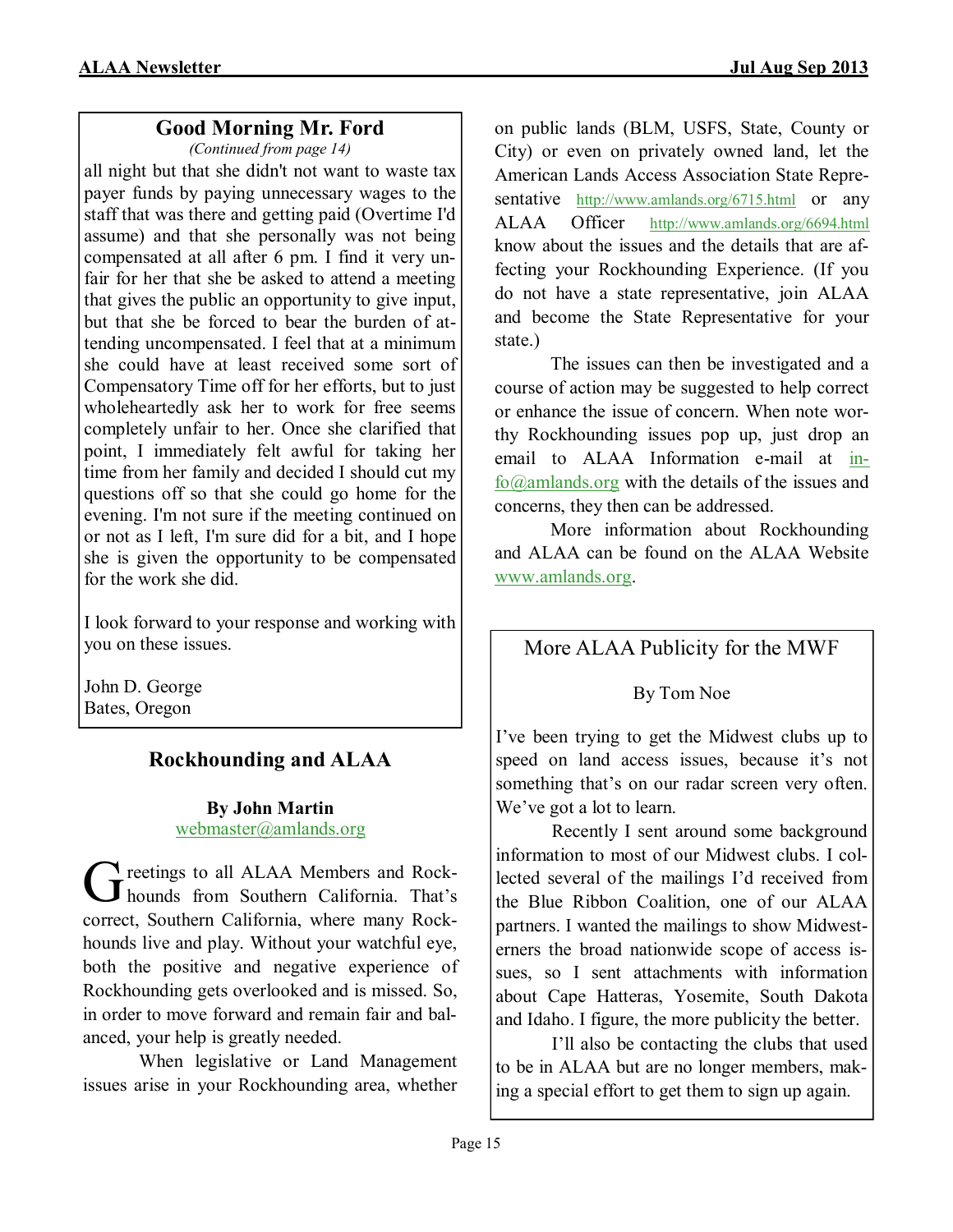## Good Morning Mr. Ford

*(Continued from page 14)*

all night but that she didn't not want to waste tax payer funds by paying unnecessary wages to the staff that was there and getting paid (Overtime I'd assume) and that she personally was not being compensated at all after 6 pm. I find it very unfair for her that she be asked to attend a meeting that gives the public an opportunity to give input, but that she be forced to bear the burden of attending uncompensated. I feel that at a minimum she could have at least received some sort of Compensatory Time off for her efforts, but to just wholeheartedly ask her to work for free seems completely unfair to her. Once she clarified that point, I immediately felt awful for taking her time from her family and decided I should cut my questions off so that she could go home for the evening. I'm not sure if the meeting continued on or not as I left, I'm sure did for a bit, and I hope she is given the opportunity to be compensated for the work she did.

I look forward to your response and working with you on these issues.

John D. George
Bates, Oregon

## Rockhounding and ALAA

**By John Martin**
webmaster@amlands.org

Greetings to all ALAA Members and Rockhounds from Southern California. That's correct, Southern California, where many Rockhounds live and play. Without your watchful eye, both the positive and negative experience of Rockhounding gets overlooked and is missed. So, in order to move forward and remain fair and balanced, your help is greatly needed.

When legislative or Land Management issues arise in your Rockhounding area, whether on public lands (BLM, USFS, State, County or City) or even on privately owned land, let the American Lands Access Association State Representative http://www.amlands.org/6715.html or any ALAA Officer http://www.amlands.org/6694.html know about the issues and the details that are affecting your Rockhounding Experience. (If you do not have a state representative, join ALAA and become the State Representative for your state.)

The issues can then be investigated and a course of action may be suggested to help correct or enhance the issue of concern. When note worthy Rockhounding issues pop up, just drop an email to ALAA Information e-mail at info@amlands.org with the details of the issues and concerns, they then can be addressed.

More information about Rockhounding and ALAA can be found on the ALAA Website www.amlands.org.

## More ALAA Publicity for the MWF

By Tom Noe

I've been trying to get the Midwest clubs up to speed on land access issues, because it's not something that's on our radar screen very often. We've got a lot to learn.

Recently I sent around some background information to most of our Midwest clubs. I collected several of the mailings I'd received from the Blue Ribbon Coalition, one of our ALAA partners. I wanted the mailings to show Midwesterners the broad nationwide scope of access issues, so I sent attachments with information about Cape Hatteras, Yosemite, South Dakota and Idaho. I figure, the more publicity the better.

I'll also be contacting the clubs that used to be in ALAA but are no longer members, making a special effort to get them to sign up again.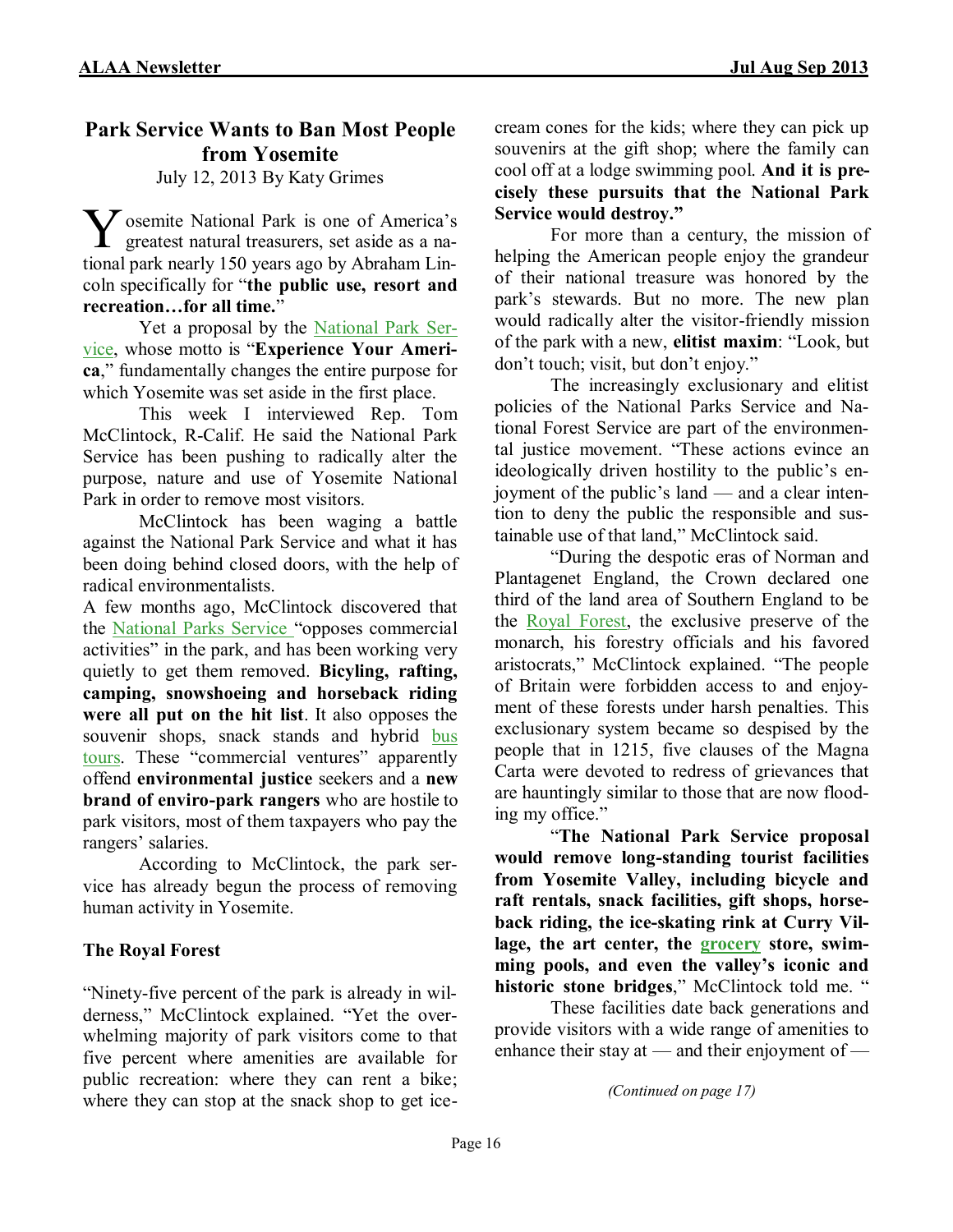## Park Service Wants to Ban Most People from Yosemite

July 12, 2013 By Katy Grimes

Yosemite National Park is one of America's greatest natural treasurers, set aside as a national park nearly 150 years ago by Abraham Lincoln specifically for "**the public use, resort and recreation…for all time.**"

Yet a proposal by the National Park Service, whose motto is "**Experience Your America**," fundamentally changes the entire purpose for which Yosemite was set aside in the first place.

This week I interviewed Rep. Tom McClintock, R-Calif. He said the National Park Service has been pushing to radically alter the purpose, nature and use of Yosemite National Park in order to remove most visitors.

McClintock has been waging a battle against the National Park Service and what it has been doing behind closed doors, with the help of radical environmentalists.

A few months ago, McClintock discovered that the National Parks Service "opposes commercial activities" in the park, and has been working very quietly to get them removed. **Bicyling, rafting, camping, snowshoeing and horseback riding were all put on the hit list**. It also opposes the souvenir shops, snack stands and hybrid bus tours. These "commercial ventures" apparently offend **environmental justice** seekers and a **new brand of enviro-park rangers** who are hostile to park visitors, most of them taxpayers who pay the rangers' salaries.

According to McClintock, the park service has already begun the process of removing human activity in Yosemite.

### The Royal Forest

"Ninety-five percent of the park is already in wilderness," McClintock explained. "Yet the overwhelming majority of park visitors come to that five percent where amenities are available for public recreation: where they can rent a bike; where they can stop at the snack shop to get ice-cream cones for the kids; where they can pick up souvenirs at the gift shop; where the family can cool off at a lodge swimming pool. **And it is precisely these pursuits that the National Park Service would destroy.**"

For more than a century, the mission of helping the American people enjoy the grandeur of their national treasure was honored by the park's stewards. But no more. The new plan would radically alter the visitor-friendly mission of the park with a new, **elitist maxim**: "Look, but don't touch; visit, but don't enjoy."

The increasingly exclusionary and elitist policies of the National Parks Service and National Forest Service are part of the environmental justice movement. "These actions evince an ideologically driven hostility to the public's enjoyment of the public's land — and a clear intention to deny the public the responsible and sustainable use of that land," McClintock said.

"During the despotic eras of Norman and Plantagenet England, the Crown declared one third of the land area of Southern England to be the Royal Forest, the exclusive preserve of the monarch, his forestry officials and his favored aristocrats," McClintock explained. "The people of Britain were forbidden access to and enjoyment of these forests under harsh penalties. This exclusionary system became so despised by the people that in 1215, five clauses of the Magna Carta were devoted to redress of grievances that are hauntingly similar to those that are now flooding my office."

"**The National Park Service proposal would remove long-standing tourist facilities from Yosemite Valley, including bicycle and raft rentals, snack facilities, gift shops, horseback riding, the ice-skating rink at Curry Village, the art center, the grocery store, swimming pools, and even the valley's iconic and historic stone bridges**," McClintock told me. "

These facilities date back generations and provide visitors with a wide range of amenities to enhance their stay at — and their enjoyment of —

*(Continued on page 17)*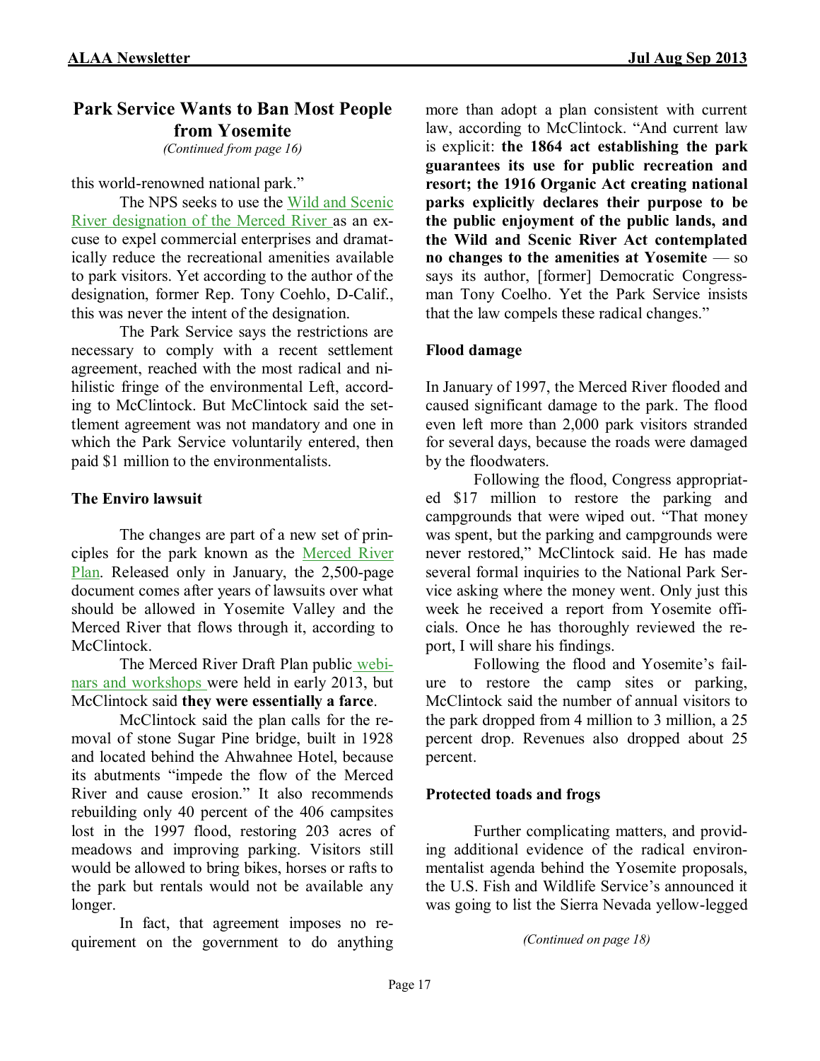## Park Service Wants to Ban Most People from Yosemite

*(Continued from page 16)*

this world-renowned national park."

The NPS seeks to use the Wild and Scenic River designation of the Merced River as an excuse to expel commercial enterprises and dramatically reduce the recreational amenities available to park visitors. Yet according to the author of the designation, former Rep. Tony Coehlo, D-Calif., this was never the intent of the designation.

The Park Service says the restrictions are necessary to comply with a recent settlement agreement, reached with the most radical and nihilistic fringe of the environmental Left, according to McClintock. But McClintock said the settlement agreement was not mandatory and one in which the Park Service voluntarily entered, then paid $1 million to the environmentalists.

### The Enviro lawsuit

The changes are part of a new set of principles for the park known as the Merced River Plan. Released only in January, the 2,500-page document comes after years of lawsuits over what should be allowed in Yosemite Valley and the Merced River that flows through it, according to McClintock.

The Merced River Draft Plan public webinars and workshops were held in early 2013, but McClintock said **they were essentially a farce**.

McClintock said the plan calls for the removal of stone Sugar Pine bridge, built in 1928 and located behind the Ahwahnee Hotel, because its abutments "impede the flow of the Merced River and cause erosion." It also recommends rebuilding only 40 percent of the 406 campsites lost in the 1997 flood, restoring 203 acres of meadows and improving parking. Visitors still would be allowed to bring bikes, horses or rafts to the park but rentals would not be available any longer.

In fact, that agreement imposes no requirement on the government to do anything more than adopt a plan consistent with current law, according to McClintock. "And current law is explicit: **the 1864 act establishing the park guarantees its use for public recreation and resort; the 1916 Organic Act creating national parks explicitly declares their purpose to be the public enjoyment of the public lands, and the Wild and Scenic River Act contemplated no changes to the amenities at Yosemite** — so says its author, [former] Democratic Congressman Tony Coelho. Yet the Park Service insists that the law compels these radical changes."

### Flood damage

In January of 1997, the Merced River flooded and caused significant damage to the park. The flood even left more than 2,000 park visitors stranded for several days, because the roads were damaged by the floodwaters.

Following the flood, Congress appropriated $17 million to restore the parking and campgrounds that were wiped out. "That money was spent, but the parking and campgrounds were never restored," McClintock said. He has made several formal inquiries to the National Park Service asking where the money went. Only just this week he received a report from Yosemite officials. Once he has thoroughly reviewed the report, I will share his findings.

Following the flood and Yosemite's failure to restore the camp sites or parking, McClintock said the number of annual visitors to the park dropped from 4 million to 3 million, a 25 percent drop. Revenues also dropped about 25 percent.

### Protected toads and frogs

Further complicating matters, and providing additional evidence of the radical environmentalist agenda behind the Yosemite proposals, the U.S. Fish and Wildlife Service's announced it was going to list the Sierra Nevada yellow-legged

*(Continued on page 18)*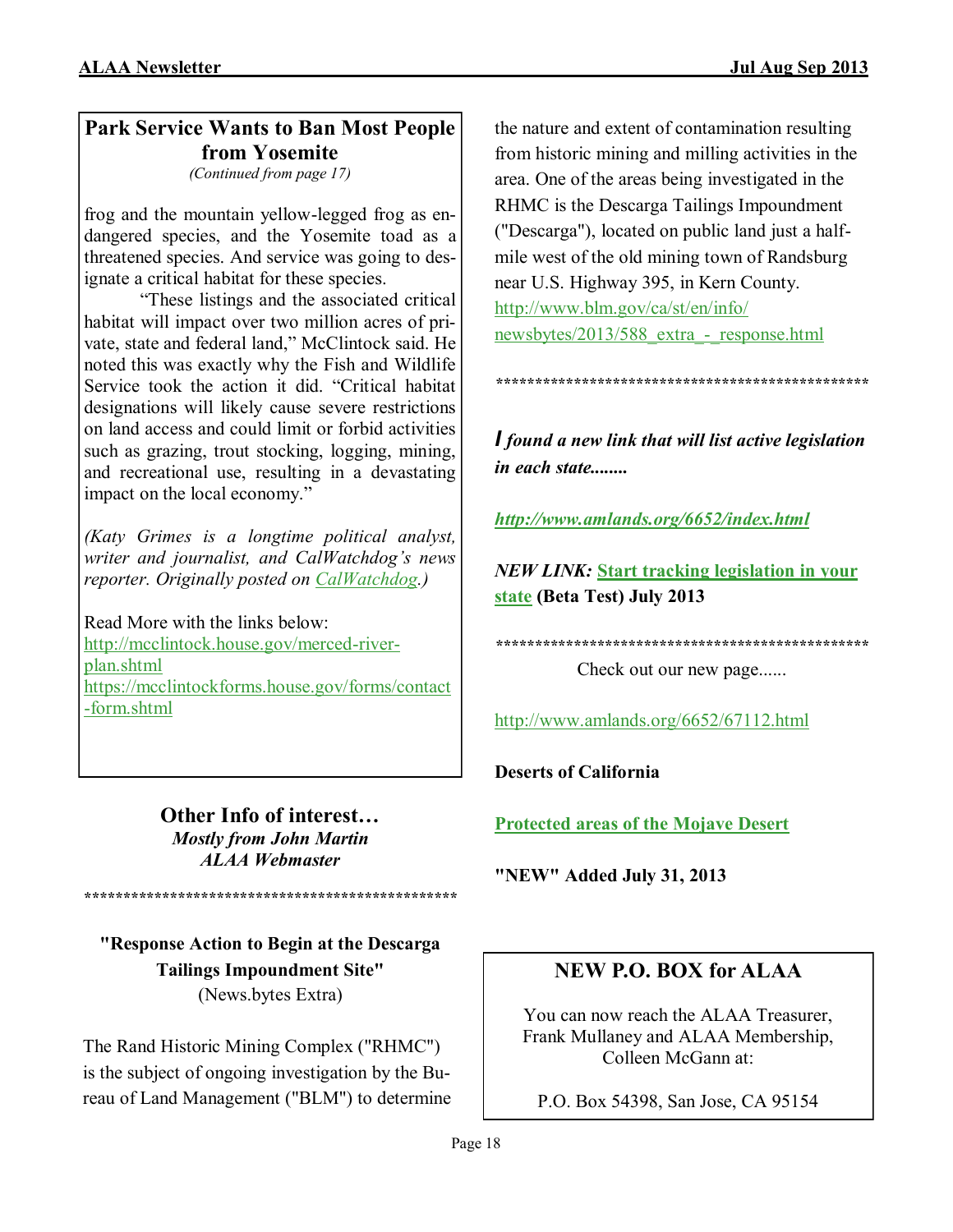## Park Service Wants to Ban Most People from Yosemite

*(Continued from page 17)*

frog and the mountain yellow-legged frog as endangered species, and the Yosemite toad as a threatened species. And service was going to designate a critical habitat for these species.

"These listings and the associated critical habitat will impact over two million acres of private, state and federal land," McClintock said. He noted this was exactly why the Fish and Wildlife Service took the action it did. "Critical habitat designations will likely cause severe restrictions on land access and could limit or forbid activities such as grazing, trout stocking, logging, mining, and recreational use, resulting in a devastating impact on the local economy."

*(Katy Grimes is a longtime political analyst, writer and journalist, and CalWatchdog's news reporter. Originally posted on CalWatchdog.)*

Read More with the links below:
http://mcclintock.house.gov/merced-river-plan.shtml
https://mcclintockforms.house.gov/forms/contact-form.shtml

## Other Info of interest…

***Mostly from John Martin***
***ALAA Webmaster***

**************************************************

### "Response Action to Begin at the Descarga Tailings Impoundment Site"

(News.bytes Extra)

The Rand Historic Mining Complex ("RHMC") is the subject of ongoing investigation by the Bureau of Land Management ("BLM") to determine the nature and extent of contamination resulting from historic mining and milling activities in the area. One of the areas being investigated in the RHMC is the Descarga Tailings Impoundment ("Descarga"), located on public land just a half-mile west of the old mining town of Randsburg near U.S. Highway 395, in Kern County.
http://www.blm.gov/ca/st/en/info/newsbytes/2013/588_extra_-_response.html

**************************************************

***I found a new link that will list active legislation in each state........***

***http://www.amlands.org/6652/index.html***

***NEW LINK:*** **Start tracking legislation in your state (Beta Test) July 2013**

**************************************************

Check out our new page......

http://www.amlands.org/6652/67112.html

**Deserts of California**

**Protected areas of the Mojave Desert**

**"NEW" Added July 31, 2013**

### NEW P.O. BOX for ALAA

You can now reach the ALAA Treasurer, Frank Mullaney and ALAA Membership, Colleen McGann at:

P.O. Box 54398, San Jose, CA 95154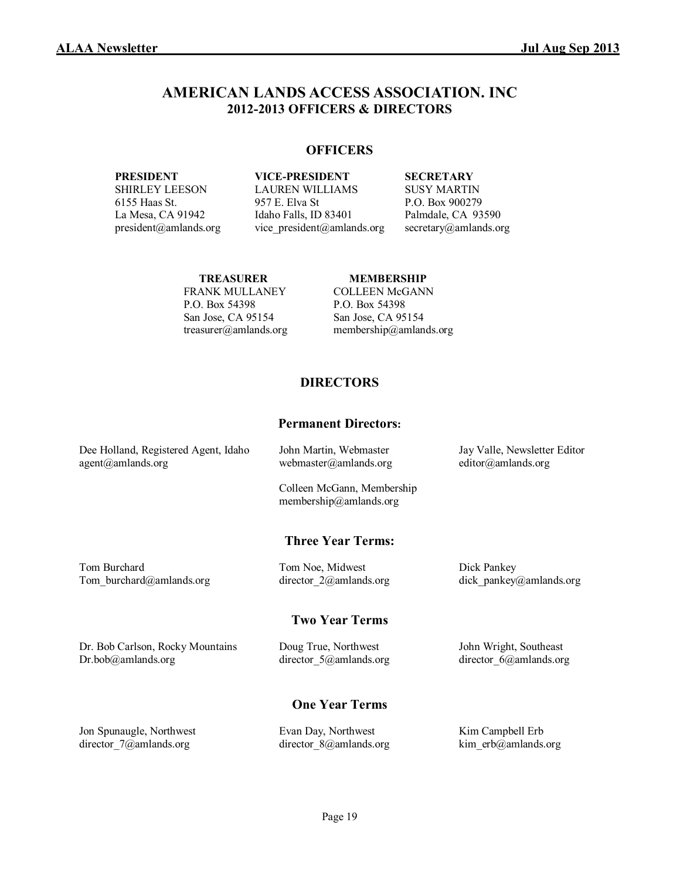# AMERICAN LANDS ACCESS ASSOCIATION. INC
## 2012-2013 OFFICERS & DIRECTORS

### OFFICERS

**PRESIDENT**
SHIRLEY LEESON
6155 Haas St.
La Mesa, CA 91942
president@amlands.org

**VICE-PRESIDENT**
LAUREN WILLIAMS
957 E. Elva St
Idaho Falls, ID 83401
vice_president@amlands.org

**SECRETARY**
SUSY MARTIN
P.O. Box 900279
Palmdale, CA 93590
secretary@amlands.org

**TREASURER**
FRANK MULLANEY
P.O. Box 54398
San Jose, CA 95154
treasurer@amlands.org

**MEMBERSHIP**
COLLEEN McGANN
P.O. Box 54398
San Jose, CA 95154
membership@amlands.org

### DIRECTORS

#### Permanent Directors:

Dee Holland, Registered Agent, Idaho
agent@amlands.org

John Martin, Webmaster
webmaster@amlands.org

Colleen McGann, Membership
membership@amlands.org

Jay Valle, Newsletter Editor
editor@amlands.org

#### Three Year Terms:

Tom Burchard
Tom_burchard@amlands.org

Tom Noe, Midwest
director_2@amlands.org

Dick Pankey
dick_pankey@amlands.org

#### Two Year Terms

Dr. Bob Carlson, Rocky Mountains
Dr.bob@amlands.org

Doug True, Northwest
director_5@amlands.org

John Wright, Southeast
director_6@amlands.org

#### One Year Terms

Jon Spunaugle, Northwest
director_7@amlands.org

Evan Day, Northwest
director_8@amlands.org

Kim Campbell Erb
kim_erb@amlands.org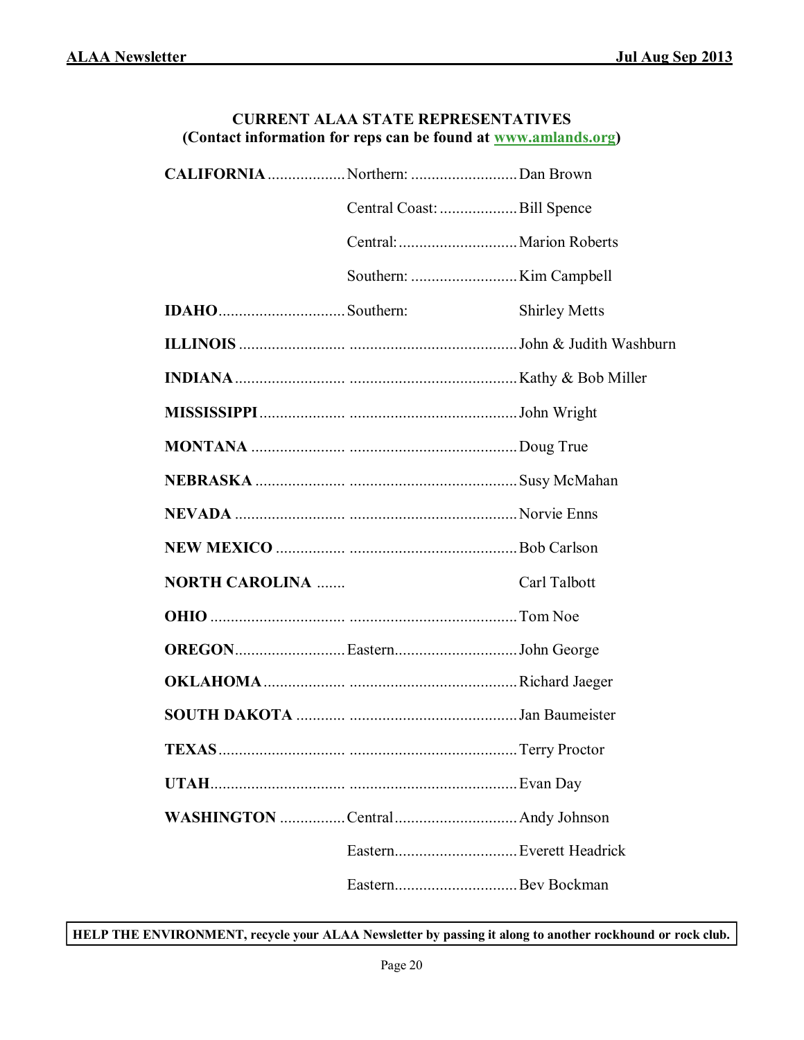**CURRENT ALAA STATE REPRESENTATIVES**
**(Contact information for reps can be found at www.amlands.org)**

| | | |
|---|---|---|
| **CALIFORNIA** | Northern: | Dan Brown |
| | Central Coast: | Bill Spence |
| | Central: | Marion Roberts |
| | Southern: | Kim Campbell |
| **IDAHO** | Southern: | Shirley Metts |
| **ILLINOIS** | | John & Judith Washburn |
| **INDIANA** | | Kathy & Bob Miller |
| **MISSISSIPPI** | | John Wright |
| **MONTANA** | | Doug True |
| **NEBRASKA** | | Susy McMahan |
| **NEVADA** | | Norvie Enns |
| **NEW MEXICO** | | Bob Carlson |
| **NORTH CAROLINA** | | Carl Talbott |
| **OHIO** | | Tom Noe |
| **OREGON** | Eastern | John George |
| **OKLAHOMA** | | Richard Jaeger |
| **SOUTH DAKOTA** | | Jan Baumeister |
| **TEXAS** | | Terry Proctor |
| **UTAH** | | Evan Day |
| **WASHINGTON** | Central | Andy Johnson |
| | Eastern | Everett Headrick |
| | Eastern | Bev Bockman |

**HELP THE ENVIRONMENT, recycle your ALAA Newsletter by passing it along to another rockhound or rock club.**